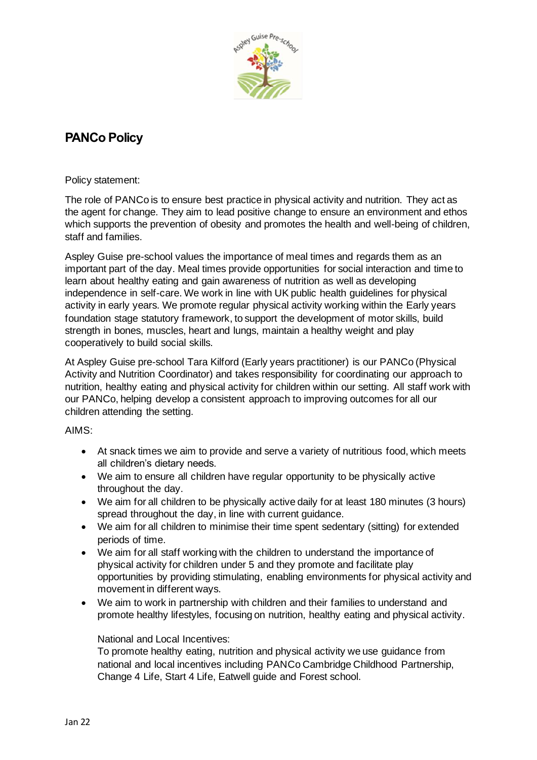# PANCo Policy

Policy statement:

The role of PANCo is to ensure best practice in physical activity and nutrition. They act as the agent for change. They aim to lead positive change to ensure an environment and ethos which supports the prevention of obesity and promotes the health and well-being of children, staff and families.

Aspley Guise pre-school values the importance of meal times and regards them as an important part of the day. Meal times provide opportunities for social interaction and time to learn about healthy eating and gain awareness of nutrition as well as developing independence in self-care. We work in line with UK public health guidelines for physical activity in early years. We promote regular physical activity working within the Early years foundation stage statutory framework, to support the development of motor skills, build strength in bones, muscles, heart and lungs, maintain a healthy weight and play cooperatively to build social skills.

At Aspley Guise pre-school Tara Kilford (Early years practitioner) is our PANCo (Physical Activity and Nutrition Coordinator) and takes responsibility for coordinating our approach to nutrition, healthy eating and physical activity for children within our setting. All staff work with our PANCo, helping develop a consistent approach to improving outcomes for all our children attending the setting.

AIMS:

- At snack times we aim to provide and serve a variety of nutritious food, which meets all children's dietary needs.
- We aim to ensure all children have regular opportunity to be physically active throughout the day.
- We aim for all children to be physically active daily for at least 180 minutes (3 hours) spread throughout the day, in line with current guidance.
- We aim for all children to minimise their time spent sedentary (sitting) for extended periods of time.
- We aim for all staff working with the children to understand the importance of physical activity for children under 5 and they promote and facilitate play opportunities by providing stimulating, enabling environments for physical activity and movement in different ways.
- We aim to work in partnership with children and their families to understand and promote healthy lifestyles, focusing on nutrition, healthy eating and physical activity.

  National and Local Incentives:
  To promote healthy eating, nutrition and physical activity we use guidance from national and local incentives including PANCo Cambridge Childhood Partnership, Change 4 Life, Start 4 Life, Eatwell guide and Forest school.

Jan 22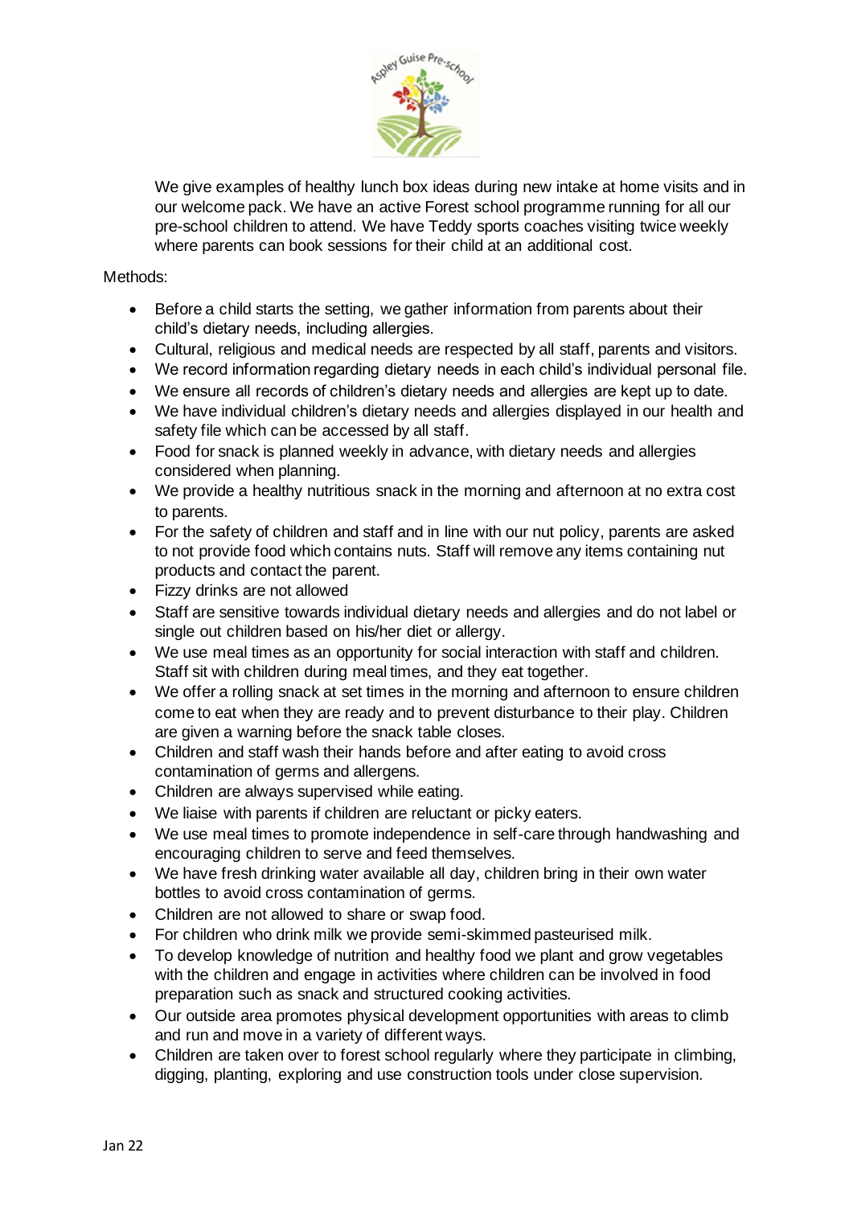We give examples of healthy lunch box ideas during new intake at home visits and in our welcome pack. We have an active Forest school programme running for all our pre-school children to attend. We have Teddy sports coaches visiting twice weekly where parents can book sessions for their child at an additional cost.

Methods:

- Before a child starts the setting, we gather information from parents about their child's dietary needs, including allergies.
- Cultural, religious and medical needs are respected by all staff, parents and visitors.
- We record information regarding dietary needs in each child's individual personal file.
- We ensure all records of children's dietary needs and allergies are kept up to date.
- We have individual children's dietary needs and allergies displayed in our health and safety file which can be accessed by all staff.
- Food for snack is planned weekly in advance, with dietary needs and allergies considered when planning.
- We provide a healthy nutritious snack in the morning and afternoon at no extra cost to parents.
- For the safety of children and staff and in line with our nut policy, parents are asked to not provide food which contains nuts. Staff will remove any items containing nut products and contact the parent.
- Fizzy drinks are not allowed
- Staff are sensitive towards individual dietary needs and allergies and do not label or single out children based on his/her diet or allergy.
- We use meal times as an opportunity for social interaction with staff and children. Staff sit with children during meal times, and they eat together.
- We offer a rolling snack at set times in the morning and afternoon to ensure children come to eat when they are ready and to prevent disturbance to their play. Children are given a warning before the snack table closes.
- Children and staff wash their hands before and after eating to avoid cross contamination of germs and allergens.
- Children are always supervised while eating.
- We liaise with parents if children are reluctant or picky eaters.
- We use meal times to promote independence in self-care through handwashing and encouraging children to serve and feed themselves.
- We have fresh drinking water available all day, children bring in their own water bottles to avoid cross contamination of germs.
- Children are not allowed to share or swap food.
- For children who drink milk we provide semi-skimmed pasteurised milk.
- To develop knowledge of nutrition and healthy food we plant and grow vegetables with the children and engage in activities where children can be involved in food preparation such as snack and structured cooking activities.
- Our outside area promotes physical development opportunities with areas to climb and run and move in a variety of different ways.
- Children are taken over to forest school regularly where they participate in climbing, digging, planting, exploring and use construction tools under close supervision.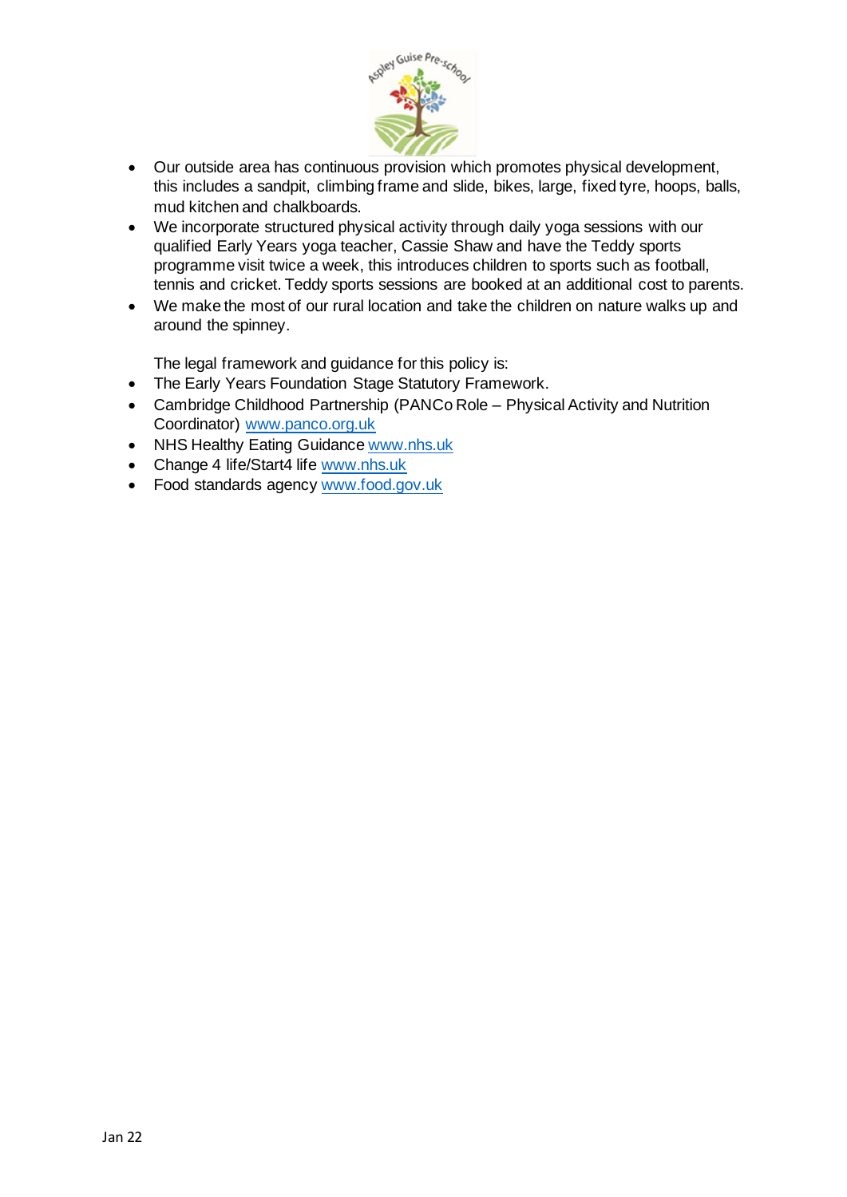- Our outside area has continuous provision which promotes physical development, this includes a sandpit, climbing frame and slide, bikes, large, fixed tyre, hoops, balls, mud kitchen and chalkboards.
- We incorporate structured physical activity through daily yoga sessions with our qualified Early Years yoga teacher, Cassie Shaw and have the Teddy sports programme visit twice a week, this introduces children to sports such as football, tennis and cricket. Teddy sports sessions are booked at an additional cost to parents.
- We make the most of our rural location and take the children on nature walks up and around the spinney.

The legal framework and guidance for this policy is:

- The Early Years Foundation Stage Statutory Framework.
- Cambridge Childhood Partnership (PANCo Role – Physical Activity and Nutrition Coordinator) www.panco.org.uk
- NHS Healthy Eating Guidance www.nhs.uk
- Change 4 life/Start4 life www.nhs.uk
- Food standards agency www.food.gov.uk